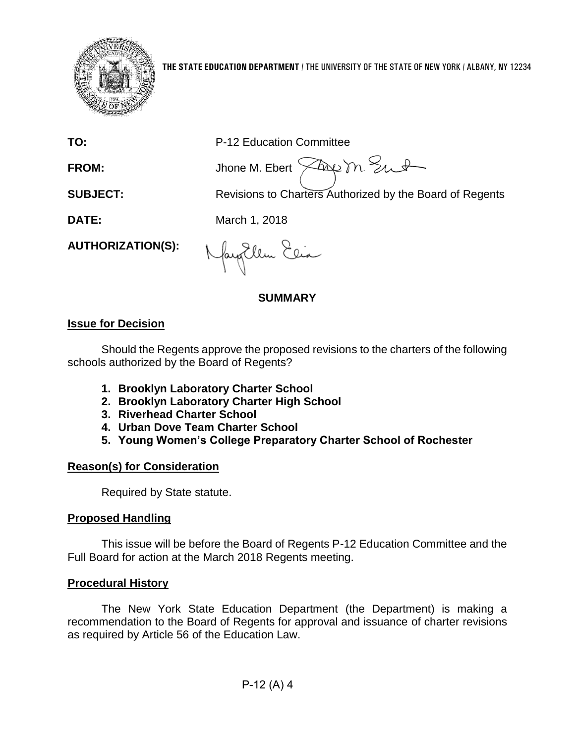**THE STATE EDUCATION DEPARTMENT** / THE UNIVERSITY OF THE STATE OF NEW YORK / ALBANY, NY 12234

**TO:** P-12 Education Committee

**FROM:** Jhone M. Ebert

**SUBJECT:** Revisions to Charters Authorized by the Board of Regents

**DATE:** March 1, 2018

**AUTHORIZATION(S):**

## SUMMARY

### Issue for Decision

Should the Regents approve the proposed revisions to the charters of the following schools authorized by the Board of Regents?

1. **Brooklyn Laboratory Charter School**
2. **Brooklyn Laboratory Charter High School**
3. **Riverhead Charter School**
4. **Urban Dove Team Charter School**
5. **Young Women's College Preparatory Charter School of Rochester**

### Reason(s) for Consideration

Required by State statute.

### Proposed Handling

This issue will be before the Board of Regents P-12 Education Committee and the Full Board for action at the March 2018 Regents meeting.

### Procedural History

The New York State Education Department (the Department) is making a recommendation to the Board of Regents for approval and issuance of charter revisions as required by Article 56 of the Education Law.

P-12 (A) 4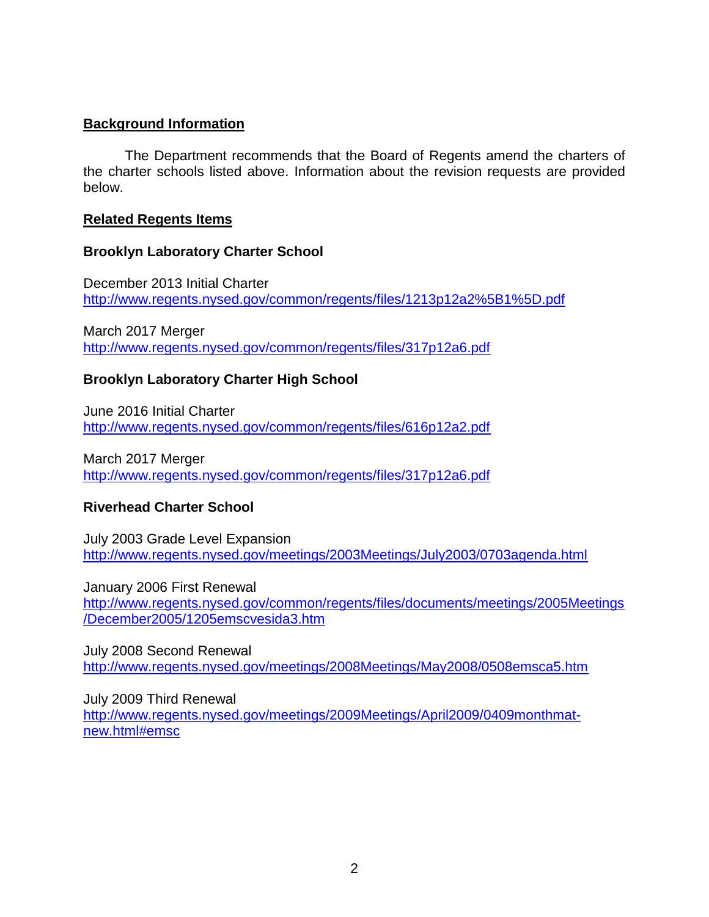**Background Information**

The Department recommends that the Board of Regents amend the charters of the charter schools listed above. Information about the revision requests are provided below.

**Related Regents Items**

**Brooklyn Laboratory Charter School**

December 2013 Initial Charter
http://www.regents.nysed.gov/common/regents/files/1213p12a2%5B1%5D.pdf

March 2017 Merger
http://www.regents.nysed.gov/common/regents/files/317p12a6.pdf

**Brooklyn Laboratory Charter High School**

June 2016 Initial Charter
http://www.regents.nysed.gov/common/regents/files/616p12a2.pdf

March 2017 Merger
http://www.regents.nysed.gov/common/regents/files/317p12a6.pdf

**Riverhead Charter School**

July 2003 Grade Level Expansion
http://www.regents.nysed.gov/meetings/2003Meetings/July2003/0703agenda.html

January 2006 First Renewal
http://www.regents.nysed.gov/common/regents/files/documents/meetings/2005Meetings/December2005/1205emscvesida3.htm

July 2008 Second Renewal
http://www.regents.nysed.gov/meetings/2008Meetings/May2008/0508emsca5.htm

July 2009 Third Renewal
http://www.regents.nysed.gov/meetings/2009Meetings/April2009/0409monthmat-new.html#emsc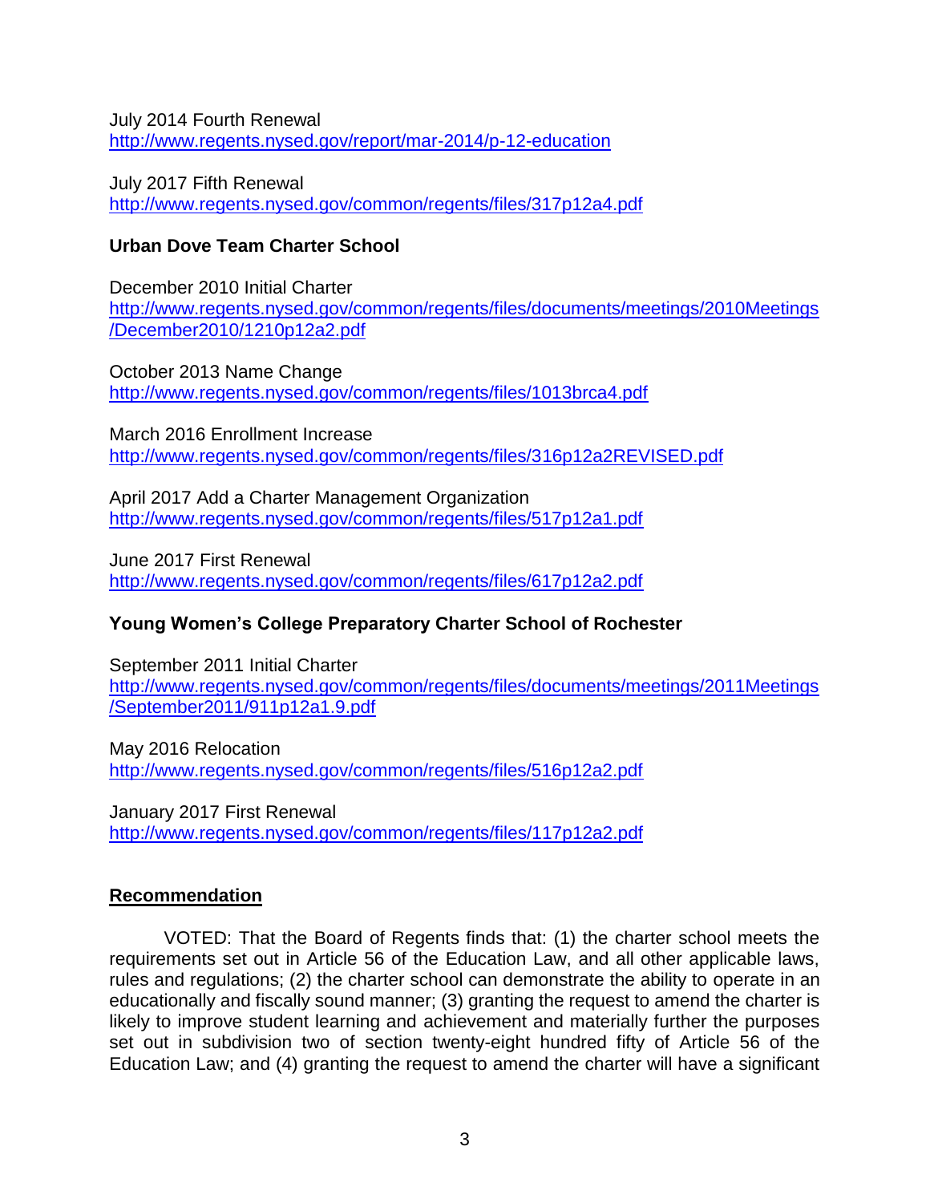July 2014 Fourth Renewal
http://www.regents.nysed.gov/report/mar-2014/p-12-education

July 2017 Fifth Renewal
http://www.regents.nysed.gov/common/regents/files/317p12a4.pdf

**Urban Dove Team Charter School**

December 2010 Initial Charter
http://www.regents.nysed.gov/common/regents/files/documents/meetings/2010Meetings/December2010/1210p12a2.pdf

October 2013 Name Change
http://www.regents.nysed.gov/common/regents/files/1013brca4.pdf

March 2016 Enrollment Increase
http://www.regents.nysed.gov/common/regents/files/316p12a2REVISED.pdf

April 2017 Add a Charter Management Organization
http://www.regents.nysed.gov/common/regents/files/517p12a1.pdf

June 2017 First Renewal
http://www.regents.nysed.gov/common/regents/files/617p12a2.pdf

**Young Women's College Preparatory Charter School of Rochester**

September 2011 Initial Charter
http://www.regents.nysed.gov/common/regents/files/documents/meetings/2011Meetings/September2011/911p12a1.9.pdf

May 2016 Relocation
http://www.regents.nysed.gov/common/regents/files/516p12a2.pdf

January 2017 First Renewal
http://www.regents.nysed.gov/common/regents/files/117p12a2.pdf

## Recommendation

VOTED: That the Board of Regents finds that: (1) the charter school meets the requirements set out in Article 56 of the Education Law, and all other applicable laws, rules and regulations; (2) the charter school can demonstrate the ability to operate in an educationally and fiscally sound manner; (3) granting the request to amend the charter is likely to improve student learning and achievement and materially further the purposes set out in subdivision two of section twenty-eight hundred fifty of Article 56 of the Education Law; and (4) granting the request to amend the charter will have a significant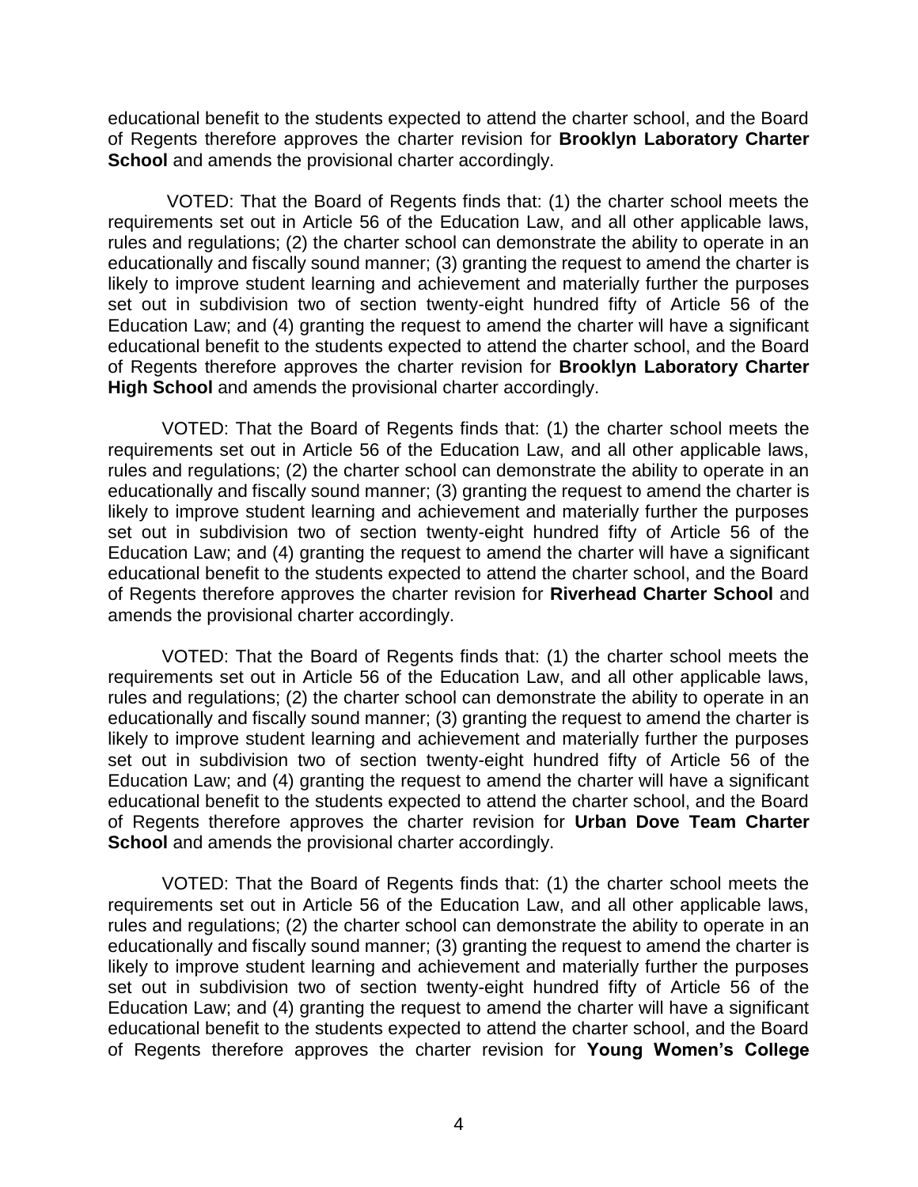educational benefit to the students expected to attend the charter school, and the Board of Regents therefore approves the charter revision for **Brooklyn Laboratory Charter School** and amends the provisional charter accordingly.

VOTED: That the Board of Regents finds that: (1) the charter school meets the requirements set out in Article 56 of the Education Law, and all other applicable laws, rules and regulations; (2) the charter school can demonstrate the ability to operate in an educationally and fiscally sound manner; (3) granting the request to amend the charter is likely to improve student learning and achievement and materially further the purposes set out in subdivision two of section twenty-eight hundred fifty of Article 56 of the Education Law; and (4) granting the request to amend the charter will have a significant educational benefit to the students expected to attend the charter school, and the Board of Regents therefore approves the charter revision for **Brooklyn Laboratory Charter High School** and amends the provisional charter accordingly.

VOTED: That the Board of Regents finds that: (1) the charter school meets the requirements set out in Article 56 of the Education Law, and all other applicable laws, rules and regulations; (2) the charter school can demonstrate the ability to operate in an educationally and fiscally sound manner; (3) granting the request to amend the charter is likely to improve student learning and achievement and materially further the purposes set out in subdivision two of section twenty-eight hundred fifty of Article 56 of the Education Law; and (4) granting the request to amend the charter will have a significant educational benefit to the students expected to attend the charter school, and the Board of Regents therefore approves the charter revision for **Riverhead Charter School** and amends the provisional charter accordingly.

VOTED: That the Board of Regents finds that: (1) the charter school meets the requirements set out in Article 56 of the Education Law, and all other applicable laws, rules and regulations; (2) the charter school can demonstrate the ability to operate in an educationally and fiscally sound manner; (3) granting the request to amend the charter is likely to improve student learning and achievement and materially further the purposes set out in subdivision two of section twenty-eight hundred fifty of Article 56 of the Education Law; and (4) granting the request to amend the charter will have a significant educational benefit to the students expected to attend the charter school, and the Board of Regents therefore approves the charter revision for **Urban Dove Team Charter School** and amends the provisional charter accordingly.

VOTED: That the Board of Regents finds that: (1) the charter school meets the requirements set out in Article 56 of the Education Law, and all other applicable laws, rules and regulations; (2) the charter school can demonstrate the ability to operate in an educationally and fiscally sound manner; (3) granting the request to amend the charter is likely to improve student learning and achievement and materially further the purposes set out in subdivision two of section twenty-eight hundred fifty of Article 56 of the Education Law; and (4) granting the request to amend the charter will have a significant educational benefit to the students expected to attend the charter school, and the Board of Regents therefore approves the charter revision for **Young Women's College**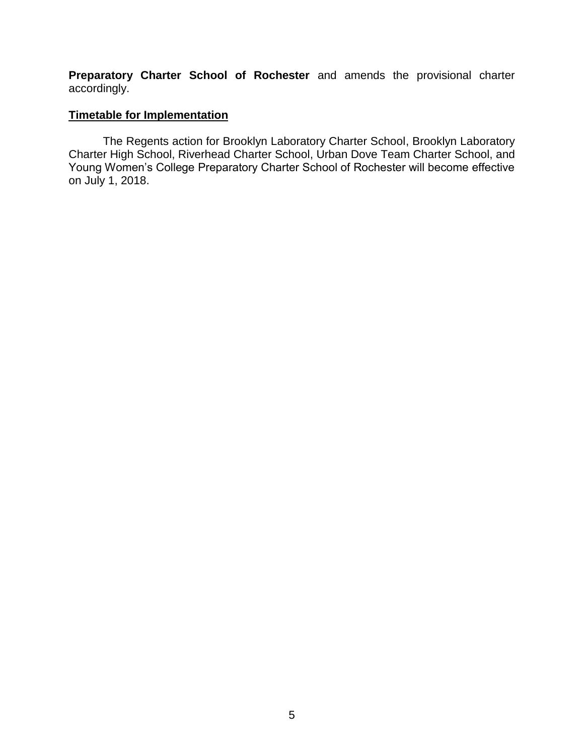**Preparatory Charter School of Rochester** and amends the provisional charter accordingly.

**Timetable for Implementation**

The Regents action for Brooklyn Laboratory Charter School, Brooklyn Laboratory Charter High School, Riverhead Charter School, Urban Dove Team Charter School, and Young Women's College Preparatory Charter School of Rochester will become effective on July 1, 2018.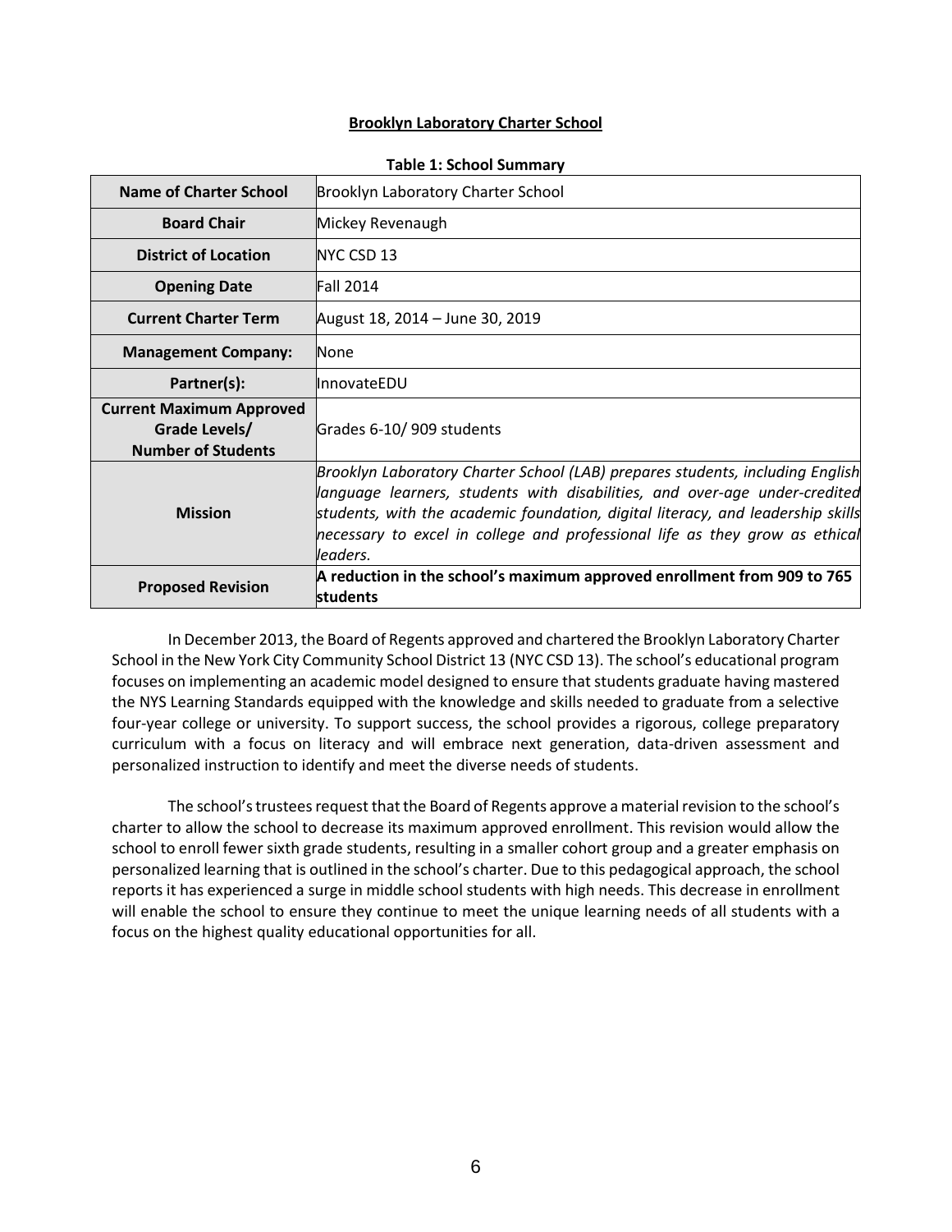**Brooklyn Laboratory Charter School**

**Table 1: School Summary**

| | |
|---|---|
| **Name of Charter School** | Brooklyn Laboratory Charter School |
| **Board Chair** | Mickey Revenaugh |
| **District of Location** | NYC CSD 13 |
| **Opening Date** | Fall 2014 |
| **Current Charter Term** | August 18, 2014 – June 30, 2019 |
| **Management Company:** | None |
| **Partner(s):** | InnovateEDU |
| **Current Maximum Approved Grade Levels/ Number of Students** | Grades 6-10/ 909 students |
| **Mission** | *Brooklyn Laboratory Charter School (LAB) prepares students, including English language learners, students with disabilities, and over-age under-credited students, with the academic foundation, digital literacy, and leadership skills necessary to excel in college and professional life as they grow as ethical leaders.* |
| **Proposed Revision** | **A reduction in the school's maximum approved enrollment from 909 to 765 students** |

In December 2013, the Board of Regents approved and chartered the Brooklyn Laboratory Charter School in the New York City Community School District 13 (NYC CSD 13). The school's educational program focuses on implementing an academic model designed to ensure that students graduate having mastered the NYS Learning Standards equipped with the knowledge and skills needed to graduate from a selective four-year college or university. To support success, the school provides a rigorous, college preparatory curriculum with a focus on literacy and will embrace next generation, data-driven assessment and personalized instruction to identify and meet the diverse needs of students.

The school's trustees request that the Board of Regents approve a material revision to the school's charter to allow the school to decrease its maximum approved enrollment. This revision would allow the school to enroll fewer sixth grade students, resulting in a smaller cohort group and a greater emphasis on personalized learning that is outlined in the school's charter. Due to this pedagogical approach, the school reports it has experienced a surge in middle school students with high needs. This decrease in enrollment will enable the school to ensure they continue to meet the unique learning needs of all students with a focus on the highest quality educational opportunities for all.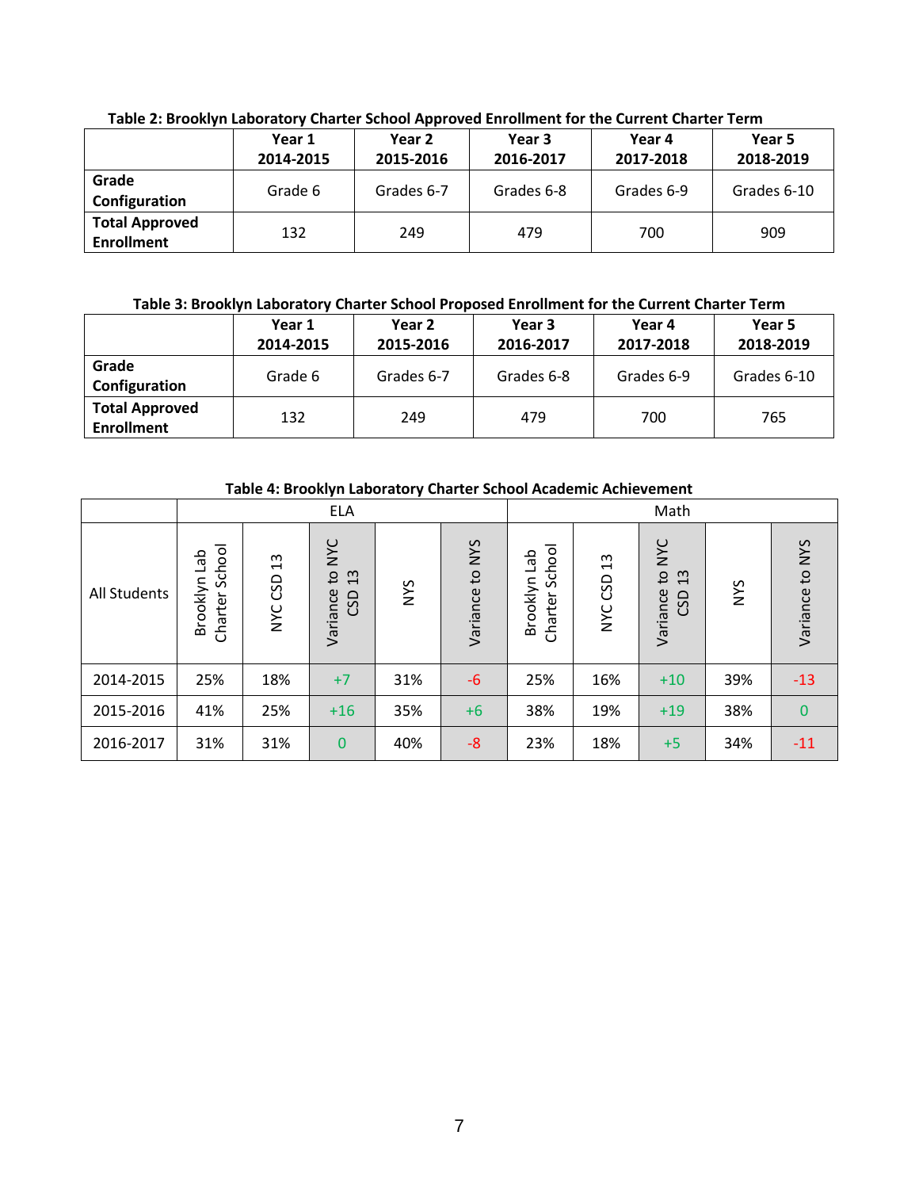**Table 2: Brooklyn Laboratory Charter School Approved Enrollment for the Current Charter Term**

| | Year 1 2014-2015 | Year 2 2015-2016 | Year 3 2016-2017 | Year 4 2017-2018 | Year 5 2018-2019 |
|---|---|---|---|---|---|
| **Grade Configuration** | Grade 6 | Grades 6-7 | Grades 6-8 | Grades 6-9 | Grades 6-10 |
| **Total Approved Enrollment** | 132 | 249 | 479 | 700 | 909 |

**Table 3: Brooklyn Laboratory Charter School Proposed Enrollment for the Current Charter Term**

| | Year 1 2014-2015 | Year 2 2015-2016 | Year 3 2016-2017 | Year 4 2017-2018 | Year 5 2018-2019 |
|---|---|---|---|---|---|
| **Grade Configuration** | Grade 6 | Grades 6-7 | Grades 6-8 | Grades 6-9 | Grades 6-10 |
| **Total Approved Enrollment** | 132 | 249 | 479 | 700 | 765 |

**Table 4: Brooklyn Laboratory Charter School Academic Achievement**

| | ELA | | | | | Math | | | | |
|---|---|---|---|---|---|---|---|---|---|---|
| All Students | Brooklyn Lab Charter School | NYC CSD 13 | Variance to NYC CSD 13 | NYS | Variance to NYS | Brooklyn Lab Charter School | NYC CSD 13 | Variance to NYC CSD 13 | NYS | Variance to NYS |
| 2014-2015 | 25% | 18% | +7 | 31% | -6 | 25% | 16% | +10 | 39% | -13 |
| 2015-2016 | 41% | 25% | +16 | 35% | +6 | 38% | 19% | +19 | 38% | 0 |
| 2016-2017 | 31% | 31% | 0 | 40% | -8 | 23% | 18% | +5 | 34% | -11 |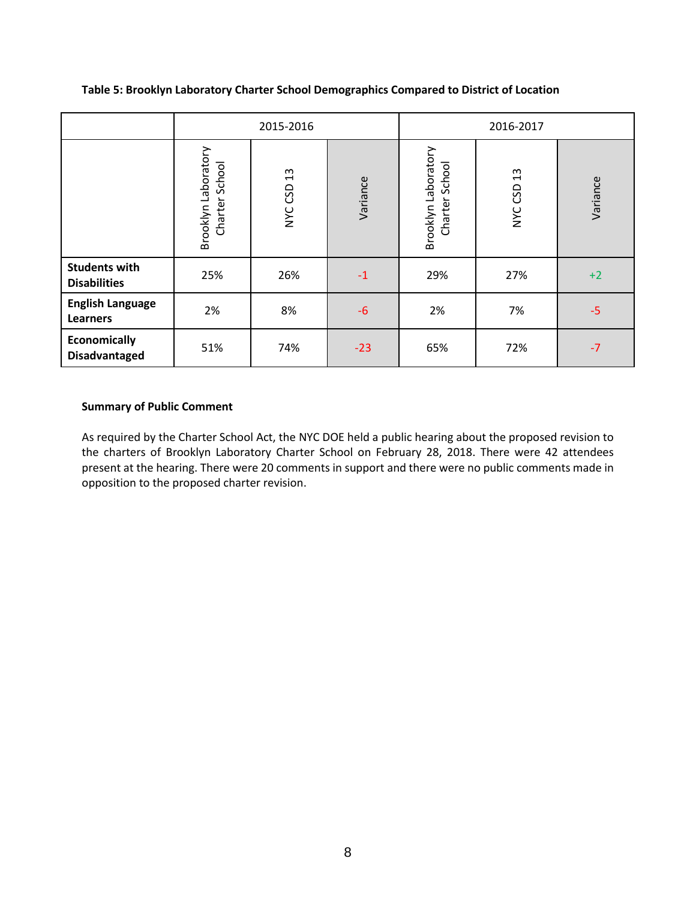**Table 5: Brooklyn Laboratory Charter School Demographics Compared to District of Location**

| | 2015-2016 | | | 2016-2017 | | |
|---|---|---|---|---|---|---|
| | Brooklyn Laboratory Charter School | NYC CSD 13 | Variance | Brooklyn Laboratory Charter School | NYC CSD 13 | Variance |
| **Students with Disabilities** | 25% | 26% | -1 | 29% | 27% | +2 |
| **English Language Learners** | 2% | 8% | -6 | 2% | 7% | -5 |
| **Economically Disadvantaged** | 51% | 74% | -23 | 65% | 72% | -7 |

**Summary of Public Comment**

As required by the Charter School Act, the NYC DOE held a public hearing about the proposed revision to the charters of Brooklyn Laboratory Charter School on February 28, 2018. There were 42 attendees present at the hearing. There were 20 comments in support and there were no public comments made in opposition to the proposed charter revision.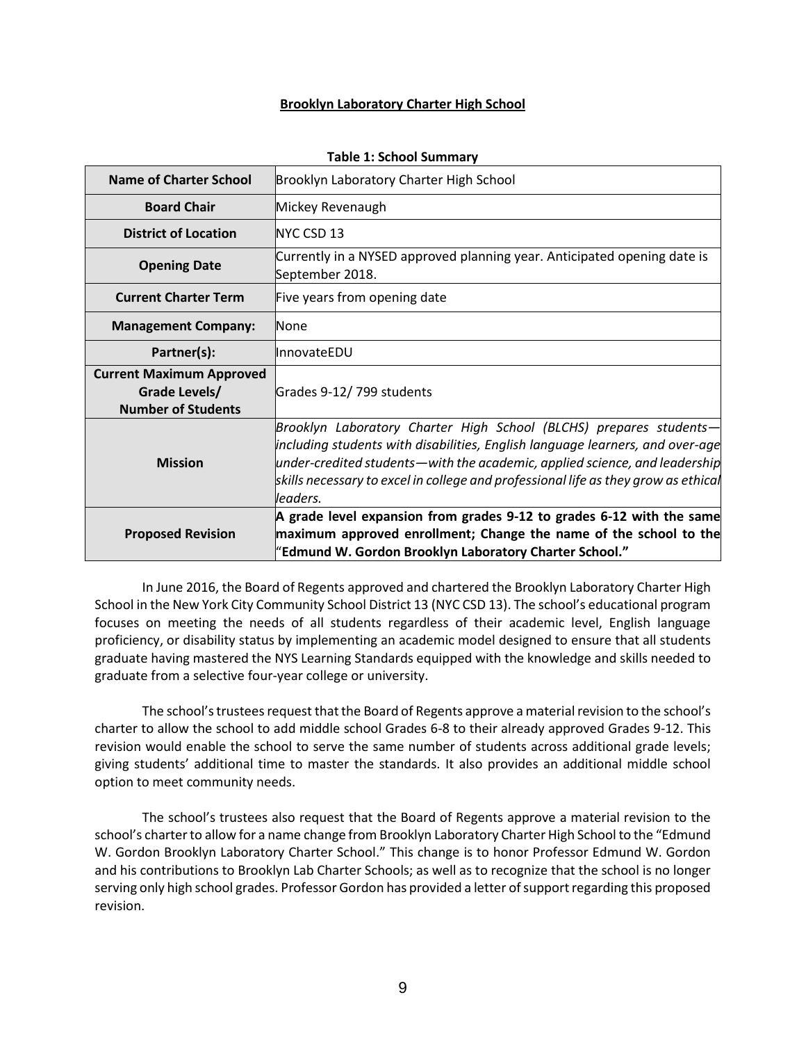**Brooklyn Laboratory Charter High School**

**Table 1: School Summary**

| **Name of Charter School** | Brooklyn Laboratory Charter High School |
|---|---|
| **Board Chair** | Mickey Revenaugh |
| **District of Location** | NYC CSD 13 |
| **Opening Date** | Currently in a NYSED approved planning year. Anticipated opening date is September 2018. |
| **Current Charter Term** | Five years from opening date |
| **Management Company:** | None |
| **Partner(s):** | InnovateEDU |
| **Current Maximum Approved Grade Levels/ Number of Students** | Grades 9-12/ 799 students |
| **Mission** | *Brooklyn Laboratory Charter High School (BLCHS) prepares students—including students with disabilities, English language learners, and over-age under-credited students—with the academic, applied science, and leadership skills necessary to excel in college and professional life as they grow as ethical leaders.* |
| **Proposed Revision** | **A grade level expansion from grades 9-12 to grades 6-12 with the same maximum approved enrollment; Change the name of the school to the "Edmund W. Gordon Brooklyn Laboratory Charter School."** |

In June 2016, the Board of Regents approved and chartered the Brooklyn Laboratory Charter High School in the New York City Community School District 13 (NYC CSD 13). The school's educational program focuses on meeting the needs of all students regardless of their academic level, English language proficiency, or disability status by implementing an academic model designed to ensure that all students graduate having mastered the NYS Learning Standards equipped with the knowledge and skills needed to graduate from a selective four-year college or university.

The school's trustees request that the Board of Regents approve a material revision to the school's charter to allow the school to add middle school Grades 6-8 to their already approved Grades 9-12. This revision would enable the school to serve the same number of students across additional grade levels; giving students' additional time to master the standards. It also provides an additional middle school option to meet community needs.

The school's trustees also request that the Board of Regents approve a material revision to the school's charter to allow for a name change from Brooklyn Laboratory Charter High School to the "Edmund W. Gordon Brooklyn Laboratory Charter School." This change is to honor Professor Edmund W. Gordon and his contributions to Brooklyn Lab Charter Schools; as well as to recognize that the school is no longer serving only high school grades. Professor Gordon has provided a letter of support regarding this proposed revision.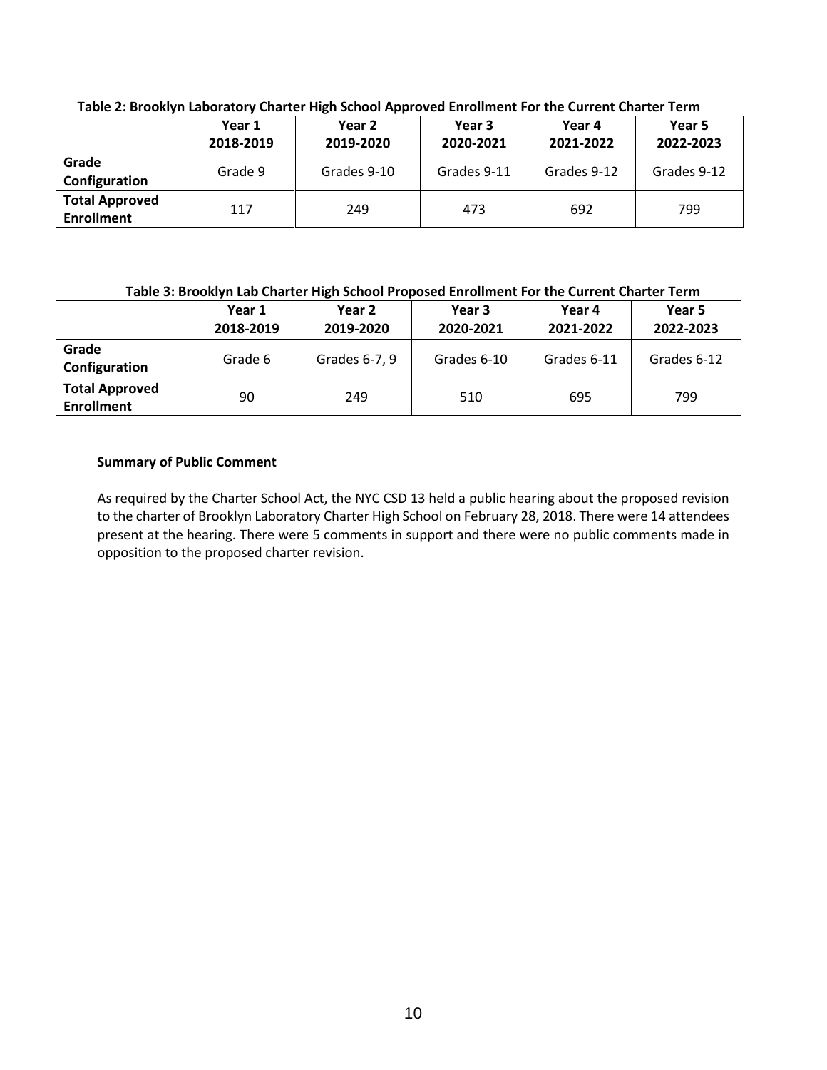**Table 2: Brooklyn Laboratory Charter High School Approved Enrollment For the Current Charter Term**

| | Year 1 2018-2019 | Year 2 2019-2020 | Year 3 2020-2021 | Year 4 2021-2022 | Year 5 2022-2023 |
|---|---|---|---|---|---|
| **Grade Configuration** | Grade 9 | Grades 9-10 | Grades 9-11 | Grades 9-12 | Grades 9-12 |
| **Total Approved Enrollment** | 117 | 249 | 473 | 692 | 799 |

**Table 3: Brooklyn Lab Charter High School Proposed Enrollment For the Current Charter Term**

| | Year 1 2018-2019 | Year 2 2019-2020 | Year 3 2020-2021 | Year 4 2021-2022 | Year 5 2022-2023 |
|---|---|---|---|---|---|
| **Grade Configuration** | Grade 6 | Grades 6-7, 9 | Grades 6-10 | Grades 6-11 | Grades 6-12 |
| **Total Approved Enrollment** | 90 | 249 | 510 | 695 | 799 |

**Summary of Public Comment**

As required by the Charter School Act, the NYC CSD 13 held a public hearing about the proposed revision to the charter of Brooklyn Laboratory Charter High School on February 28, 2018. There were 14 attendees present at the hearing. There were 5 comments in support and there were no public comments made in opposition to the proposed charter revision.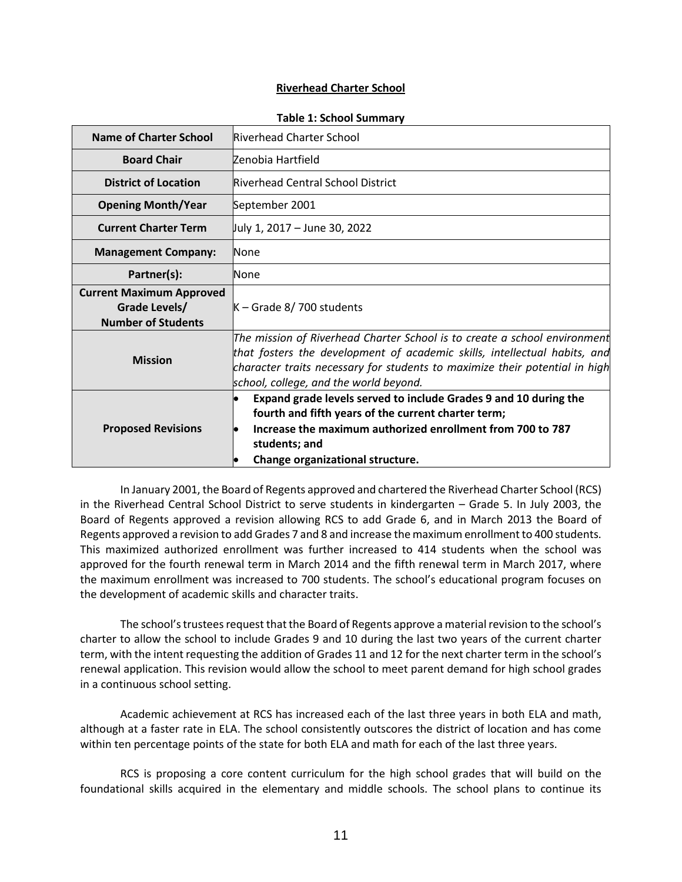**Riverhead Charter School**

**Table 1: School Summary**

| | |
|---|---|
| **Name of Charter School** | Riverhead Charter School |
| **Board Chair** | Zenobia Hartfield |
| **District of Location** | Riverhead Central School District |
| **Opening Month/Year** | September 2001 |
| **Current Charter Term** | July 1, 2017 – June 30, 2022 |
| **Management Company:** | None |
| **Partner(s):** | None |
| **Current Maximum Approved Grade Levels/ Number of Students** | K – Grade 8/ 700 students |
| **Mission** | *The mission of Riverhead Charter School is to create a school environment that fosters the development of academic skills, intellectual habits, and character traits necessary for students to maximize their potential in high school, college, and the world beyond.* |
| **Proposed Revisions** | • **Expand grade levels served to include Grades 9 and 10 during the fourth and fifth years of the current charter term;** • **Increase the maximum authorized enrollment from 700 to 787 students; and** • **Change organizational structure.** |

In January 2001, the Board of Regents approved and chartered the Riverhead Charter School (RCS) in the Riverhead Central School District to serve students in kindergarten – Grade 5. In July 2003, the Board of Regents approved a revision allowing RCS to add Grade 6, and in March 2013 the Board of Regents approved a revision to add Grades 7 and 8 and increase the maximum enrollment to 400 students. This maximized authorized enrollment was further increased to 414 students when the school was approved for the fourth renewal term in March 2014 and the fifth renewal term in March 2017, where the maximum enrollment was increased to 700 students. The school's educational program focuses on the development of academic skills and character traits.

The school's trustees request that the Board of Regents approve a material revision to the school's charter to allow the school to include Grades 9 and 10 during the last two years of the current charter term, with the intent requesting the addition of Grades 11 and 12 for the next charter term in the school's renewal application. This revision would allow the school to meet parent demand for high school grades in a continuous school setting.

Academic achievement at RCS has increased each of the last three years in both ELA and math, although at a faster rate in ELA. The school consistently outscores the district of location and has come within ten percentage points of the state for both ELA and math for each of the last three years.

RCS is proposing a core content curriculum for the high school grades that will build on the foundational skills acquired in the elementary and middle schools. The school plans to continue its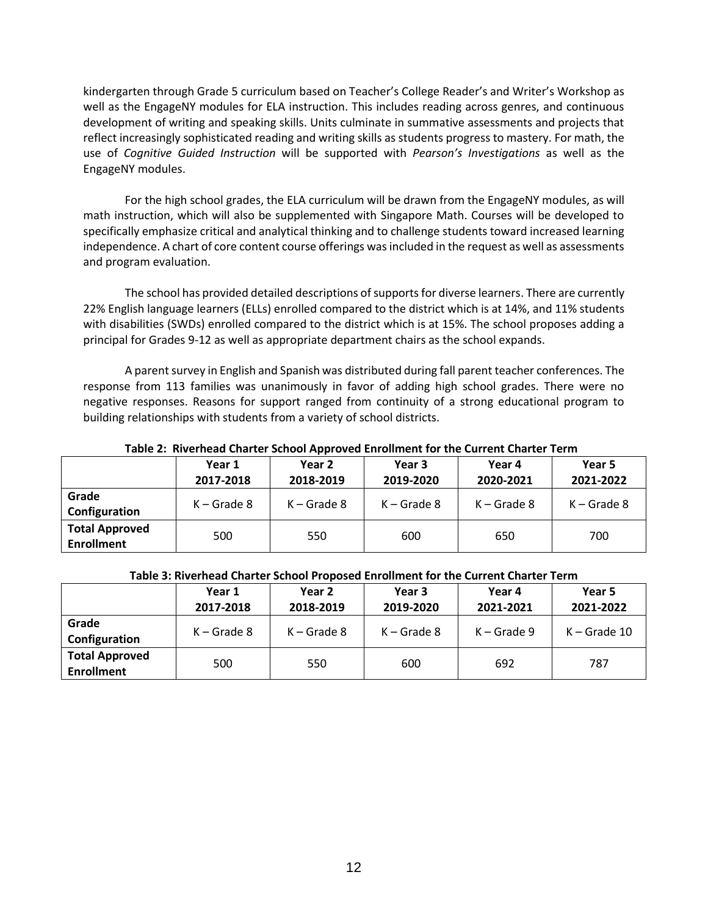kindergarten through Grade 5 curriculum based on Teacher's College Reader's and Writer's Workshop as well as the EngageNY modules for ELA instruction. This includes reading across genres, and continuous development of writing and speaking skills. Units culminate in summative assessments and projects that reflect increasingly sophisticated reading and writing skills as students progress to mastery. For math, the use of *Cognitive Guided Instruction* will be supported with *Pearson's Investigations* as well as the EngageNY modules.

For the high school grades, the ELA curriculum will be drawn from the EngageNY modules, as will math instruction, which will also be supplemented with Singapore Math. Courses will be developed to specifically emphasize critical and analytical thinking and to challenge students toward increased learning independence. A chart of core content course offerings was included in the request as well as assessments and program evaluation.

The school has provided detailed descriptions of supports for diverse learners. There are currently 22% English language learners (ELLs) enrolled compared to the district which is at 14%, and 11% students with disabilities (SWDs) enrolled compared to the district which is at 15%. The school proposes adding a principal for Grades 9-12 as well as appropriate department chairs as the school expands.

A parent survey in English and Spanish was distributed during fall parent teacher conferences. The response from 113 families was unanimously in favor of adding high school grades. There were no negative responses. Reasons for support ranged from continuity of a strong educational program to building relationships with students from a variety of school districts.

**Table 2: Riverhead Charter School Approved Enrollment for the Current Charter Term**

| | Year 1 2017-2018 | Year 2 2018-2019 | Year 3 2019-2020 | Year 4 2020-2021 | Year 5 2021-2022 |
|---|---|---|---|---|---|
| **Grade Configuration** | K – Grade 8 | K – Grade 8 | K – Grade 8 | K – Grade 8 | K – Grade 8 |
| **Total Approved Enrollment** | 500 | 550 | 600 | 650 | 700 |

**Table 3: Riverhead Charter School Proposed Enrollment for the Current Charter Term**

| | Year 1 2017-2018 | Year 2 2018-2019 | Year 3 2019-2020 | Year 4 2021-2021 | Year 5 2021-2022 |
|---|---|---|---|---|---|
| **Grade Configuration** | K – Grade 8 | K – Grade 8 | K – Grade 8 | K – Grade 9 | K – Grade 10 |
| **Total Approved Enrollment** | 500 | 550 | 600 | 692 | 787 |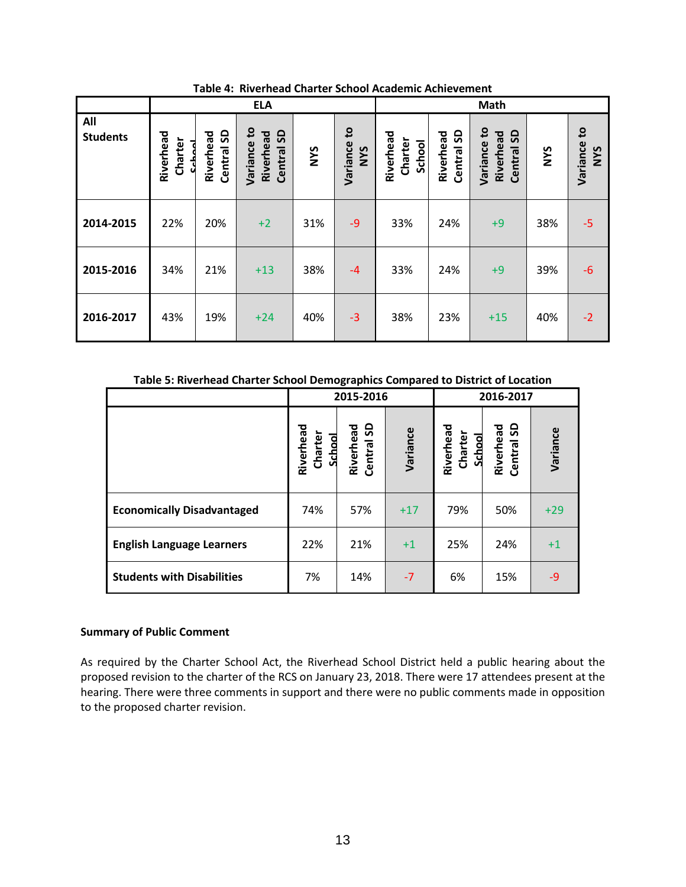**Table 4: Riverhead Charter School Academic Achievement**

| All Students | ELA | | | | | Math | | | | |
|---|---|---|---|---|---|---|---|---|---|---|
| | Riverhead Charter School | Riverhead Central SD | Variance to Riverhead Central SD | NYS | Variance to NYS | Riverhead Charter School | Riverhead Central SD | Variance to Riverhead Central SD | NYS | Variance to NYS |
| **2014-2015** | 22% | 20% | +2 | 31% | -9 | 33% | 24% | +9 | 38% | -5 |
| **2015-2016** | 34% | 21% | +13 | 38% | -4 | 33% | 24% | +9 | 39% | -6 |
| **2016-2017** | 43% | 19% | +24 | 40% | -3 | 38% | 23% | +15 | 40% | -2 |

**Table 5: Riverhead Charter School Demographics Compared to District of Location**

| | 2015-2016 | | | 2016-2017 | | |
|---|---|---|---|---|---|---|
| | Riverhead Charter School | Riverhead Central SD | Variance | Riverhead Charter School | Riverhead Central SD | Variance |
| **Economically Disadvantaged** | 74% | 57% | +17 | 79% | 50% | +29 |
| **English Language Learners** | 22% | 21% | +1 | 25% | 24% | +1 |
| **Students with Disabilities** | 7% | 14% | -7 | 6% | 15% | -9 |

**Summary of Public Comment**

As required by the Charter School Act, the Riverhead School District held a public hearing about the proposed revision to the charter of the RCS on January 23, 2018. There were 17 attendees present at the hearing. There were three comments in support and there were no public comments made in opposition to the proposed charter revision.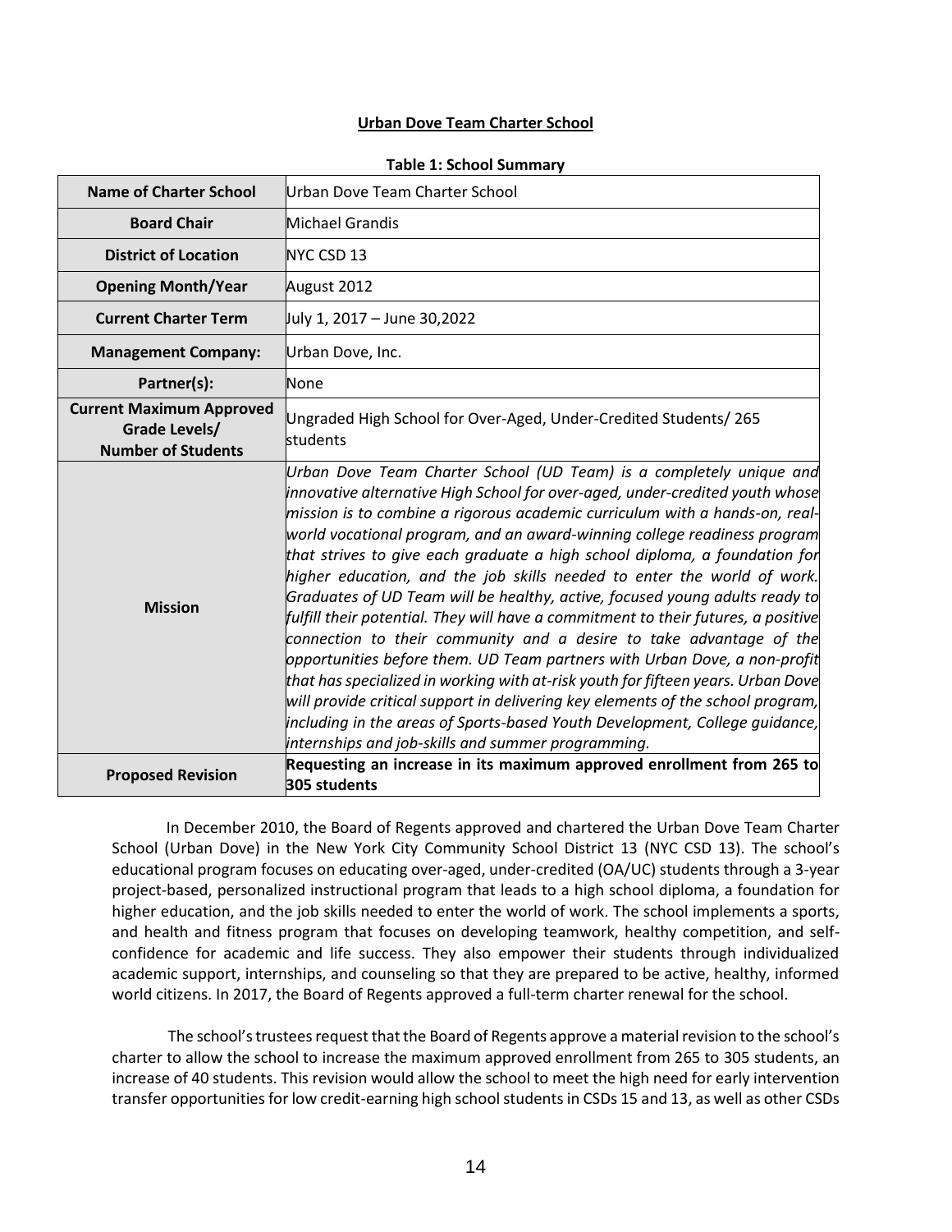**Urban Dove Team Charter School**

**Table 1: School Summary**

| | |
|---|---|
| **Name of Charter School** | Urban Dove Team Charter School |
| **Board Chair** | Michael Grandis |
| **District of Location** | NYC CSD 13 |
| **Opening Month/Year** | August 2012 |
| **Current Charter Term** | July 1, 2017 – June 30,2022 |
| **Management Company:** | Urban Dove, Inc. |
| **Partner(s):** | None |
| **Current Maximum Approved Grade Levels/ Number of Students** | Ungraded High School for Over-Aged, Under-Credited Students/ 265 students |
| **Mission** | *Urban Dove Team Charter School (UD Team) is a completely unique and innovative alternative High School for over-aged, under-credited youth whose mission is to combine a rigorous academic curriculum with a hands-on, real-world vocational program, and an award-winning college readiness program that strives to give each graduate a high school diploma, a foundation for higher education, and the job skills needed to enter the world of work. Graduates of UD Team will be healthy, active, focused young adults ready to fulfill their potential. They will have a commitment to their futures, a positive connection to their community and a desire to take advantage of the opportunities before them. UD Team partners with Urban Dove, a non-profit that has specialized in working with at-risk youth for fifteen years. Urban Dove will provide critical support in delivering key elements of the school program, including in the areas of Sports-based Youth Development, College guidance, internships and job-skills and summer programming.* |
| **Proposed Revision** | **Requesting an increase in its maximum approved enrollment from 265 to 305 students** |

In December 2010, the Board of Regents approved and chartered the Urban Dove Team Charter School (Urban Dove) in the New York City Community School District 13 (NYC CSD 13). The school's educational program focuses on educating over-aged, under-credited (OA/UC) students through a 3-year project-based, personalized instructional program that leads to a high school diploma, a foundation for higher education, and the job skills needed to enter the world of work. The school implements a sports, and health and fitness program that focuses on developing teamwork, healthy competition, and self-confidence for academic and life success. They also empower their students through individualized academic support, internships, and counseling so that they are prepared to be active, healthy, informed world citizens. In 2017, the Board of Regents approved a full-term charter renewal for the school.

The school's trustees request that the Board of Regents approve a material revision to the school's charter to allow the school to increase the maximum approved enrollment from 265 to 305 students, an increase of 40 students. This revision would allow the school to meet the high need for early intervention transfer opportunities for low credit-earning high school students in CSDs 15 and 13, as well as other CSDs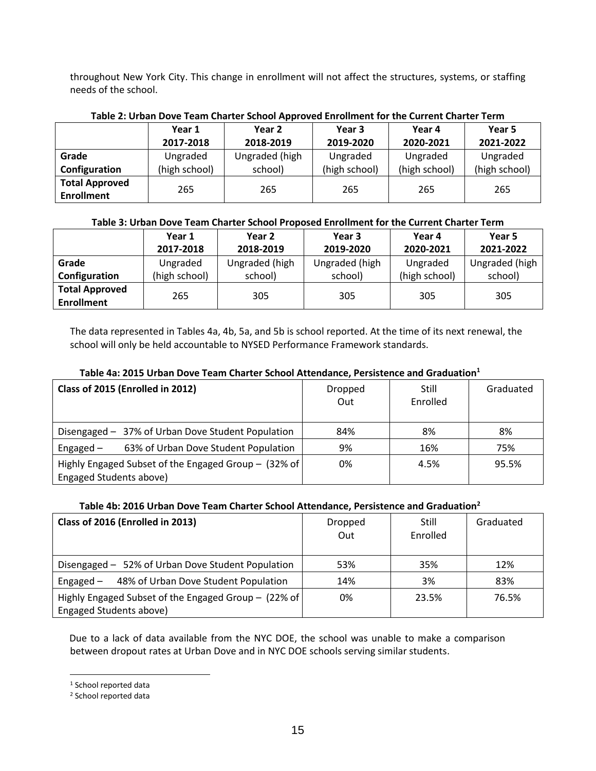throughout New York City. This change in enrollment will not affect the structures, systems, or staffing needs of the school.

**Table 2: Urban Dove Team Charter School Approved Enrollment for the Current Charter Term**

| | Year 1 2017-2018 | Year 2 2018-2019 | Year 3 2019-2020 | Year 4 2020-2021 | Year 5 2021-2022 |
|---|---|---|---|---|---|
| **Grade Configuration** | Ungraded (high school) | Ungraded (high school) | Ungraded (high school) | Ungraded (high school) | Ungraded (high school) |
| **Total Approved Enrollment** | 265 | 265 | 265 | 265 | 265 |

**Table 3: Urban Dove Team Charter School Proposed Enrollment for the Current Charter Term**

| | Year 1 2017-2018 | Year 2 2018-2019 | Year 3 2019-2020 | Year 4 2020-2021 | Year 5 2021-2022 |
|---|---|---|---|---|---|
| **Grade Configuration** | Ungraded (high school) | Ungraded (high school) | Ungraded (high school) | Ungraded (high school) | Ungraded (high school) |
| **Total Approved Enrollment** | 265 | 305 | 305 | 305 | 305 |

The data represented in Tables 4a, 4b, 5a, and 5b is school reported. At the time of its next renewal, the school will only be held accountable to NYSED Performance Framework standards.

**Table 4a: 2015 Urban Dove Team Charter School Attendance, Persistence and Graduation[1]**

| Class of 2015 (Enrolled in 2012) | Dropped Out | Still Enrolled | Graduated |
|---|---|---|---|
| Disengaged – 37% of Urban Dove Student Population | 84% | 8% | 8% |
| Engaged – 63% of Urban Dove Student Population | 9% | 16% | 75% |
| Highly Engaged Subset of the Engaged Group – (32% of Engaged Students above) | 0% | 4.5% | 95.5% |

**Table 4b: 2016 Urban Dove Team Charter School Attendance, Persistence and Graduation[2]**

| Class of 2016 (Enrolled in 2013) | Dropped Out | Still Enrolled | Graduated |
|---|---|---|---|
| Disengaged – 52% of Urban Dove Student Population | 53% | 35% | 12% |
| Engaged – 48% of Urban Dove Student Population | 14% | 3% | 83% |
| Highly Engaged Subset of the Engaged Group – (22% of Engaged Students above) | 0% | 23.5% | 76.5% |

Due to a lack of data available from the NYC DOE, the school was unable to make a comparison between dropout rates at Urban Dove and in NYC DOE schools serving similar students.

[1] School reported data

[2] School reported data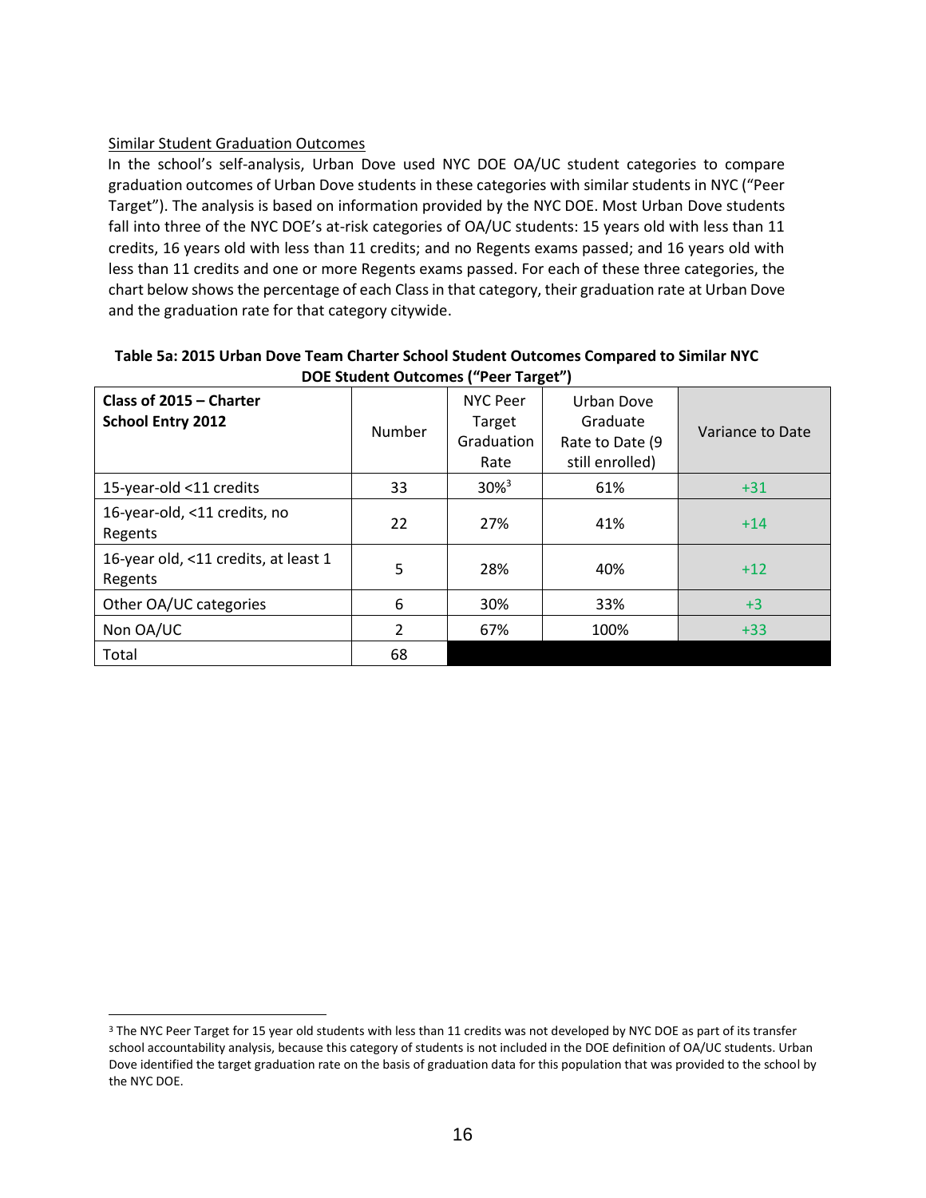Similar Student Graduation Outcomes

In the school's self-analysis, Urban Dove used NYC DOE OA/UC student categories to compare graduation outcomes of Urban Dove students in these categories with similar students in NYC ("Peer Target"). The analysis is based on information provided by the NYC DOE. Most Urban Dove students fall into three of the NYC DOE's at-risk categories of OA/UC students: 15 years old with less than 11 credits, 16 years old with less than 11 credits; and no Regents exams passed; and 16 years old with less than 11 credits and one or more Regents exams passed. For each of these three categories, the chart below shows the percentage of each Class in that category, their graduation rate at Urban Dove and the graduation rate for that category citywide.

**Table 5a: 2015 Urban Dove Team Charter School Student Outcomes Compared to Similar NYC DOE Student Outcomes ("Peer Target")**

| **Class of 2015 – Charter School Entry 2012** | Number | NYC Peer Target Graduation Rate | Urban Dove Graduate Rate to Date (9 still enrolled) | Variance to Date |
|---|---|---|---|---|
| 15-year-old <11 credits | 33 | 30%[3] | 61% | +31 |
| 16-year-old, <11 credits, no Regents | 22 | 27% | 41% | +14 |
| 16-year old, <11 credits, at least 1 Regents | 5 | 28% | 40% | +12 |
| Other OA/UC categories | 6 | 30% | 33% | +3 |
| Non OA/UC | 2 | 67% | 100% | +33 |
| Total | 68 | | | |

[3] The NYC Peer Target for 15 year old students with less than 11 credits was not developed by NYC DOE as part of its transfer school accountability analysis, because this category of students is not included in the DOE definition of OA/UC students. Urban Dove identified the target graduation rate on the basis of graduation data for this population that was provided to the school by the NYC DOE.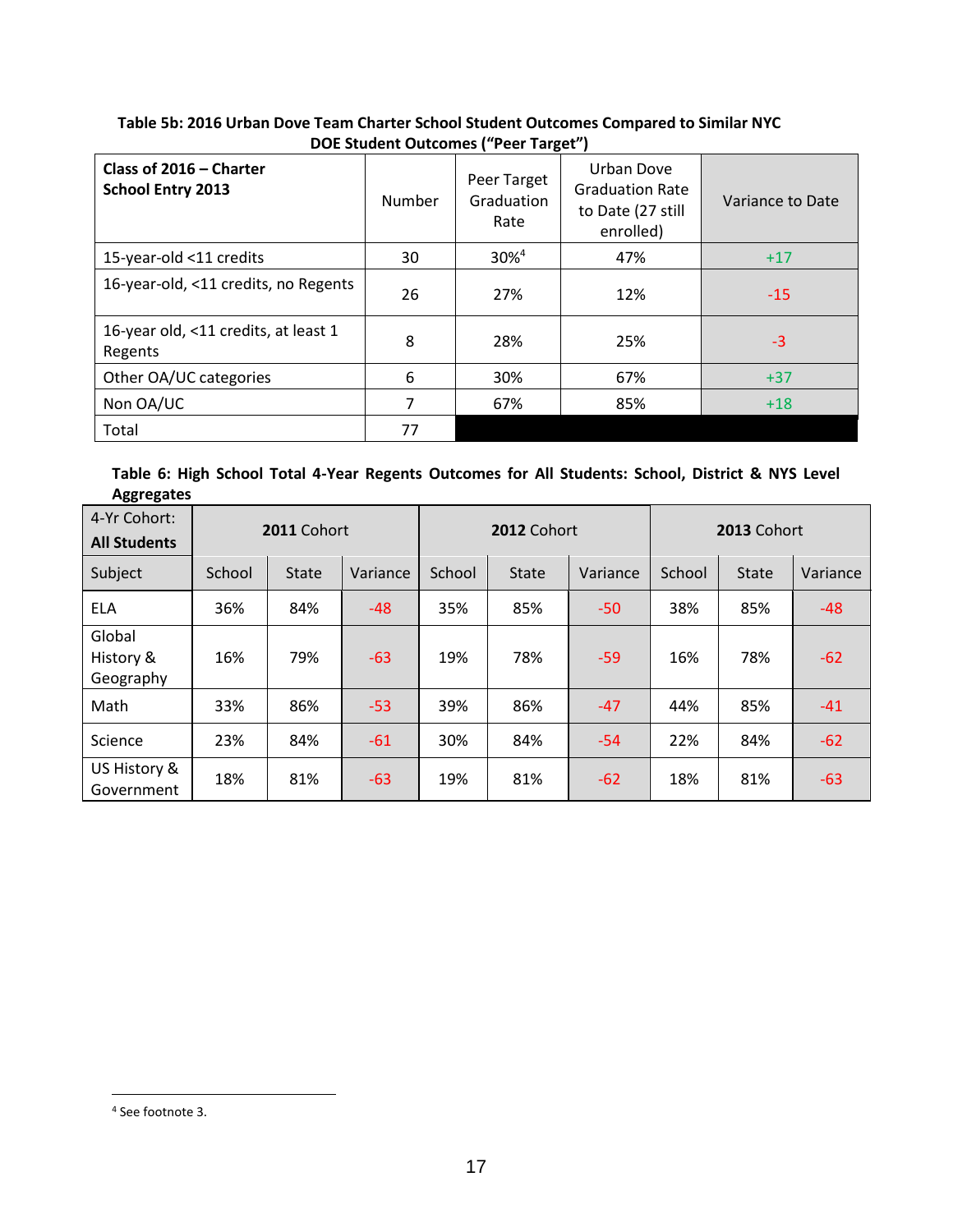**Table 5b: 2016 Urban Dove Team Charter School Student Outcomes Compared to Similar NYC DOE Student Outcomes ("Peer Target")**

| Class of 2016 – Charter School Entry 2013 | Number | Peer Target Graduation Rate | Urban Dove Graduation Rate to Date (27 still enrolled) | Variance to Date |
|---|---|---|---|---|
| 15-year-old <11 credits | 30 | 30%[4] | 47% | +17 |
| 16-year-old, <11 credits, no Regents | 26 | 27% | 12% | -15 |
| 16-year old, <11 credits, at least 1 Regents | 8 | 28% | 25% | -3 |
| Other OA/UC categories | 6 | 30% | 67% | +37 |
| Non OA/UC | 7 | 67% | 85% | +18 |
| Total | 77 | | | |

**Table 6: High School Total 4-Year Regents Outcomes for All Students: School, District & NYS Level Aggregates**

| 4-Yr Cohort: **All Students** | **2011 Cohort** | | | **2012 Cohort** | | | **2013 Cohort** | | |
|---|---|---|---|---|---|---|---|---|---|
| Subject | School | State | Variance | School | State | Variance | School | State | Variance |
| ELA | 36% | 84% | -48 | 35% | 85% | -50 | 38% | 85% | -48 |
| Global History & Geography | 16% | 79% | -63 | 19% | 78% | -59 | 16% | 78% | -62 |
| Math | 33% | 86% | -53 | 39% | 86% | -47 | 44% | 85% | -41 |
| Science | 23% | 84% | -61 | 30% | 84% | -54 | 22% | 84% | -62 |
| US History & Government | 18% | 81% | -63 | 19% | 81% | -62 | 18% | 81% | -63 |

[4] See footnote 3.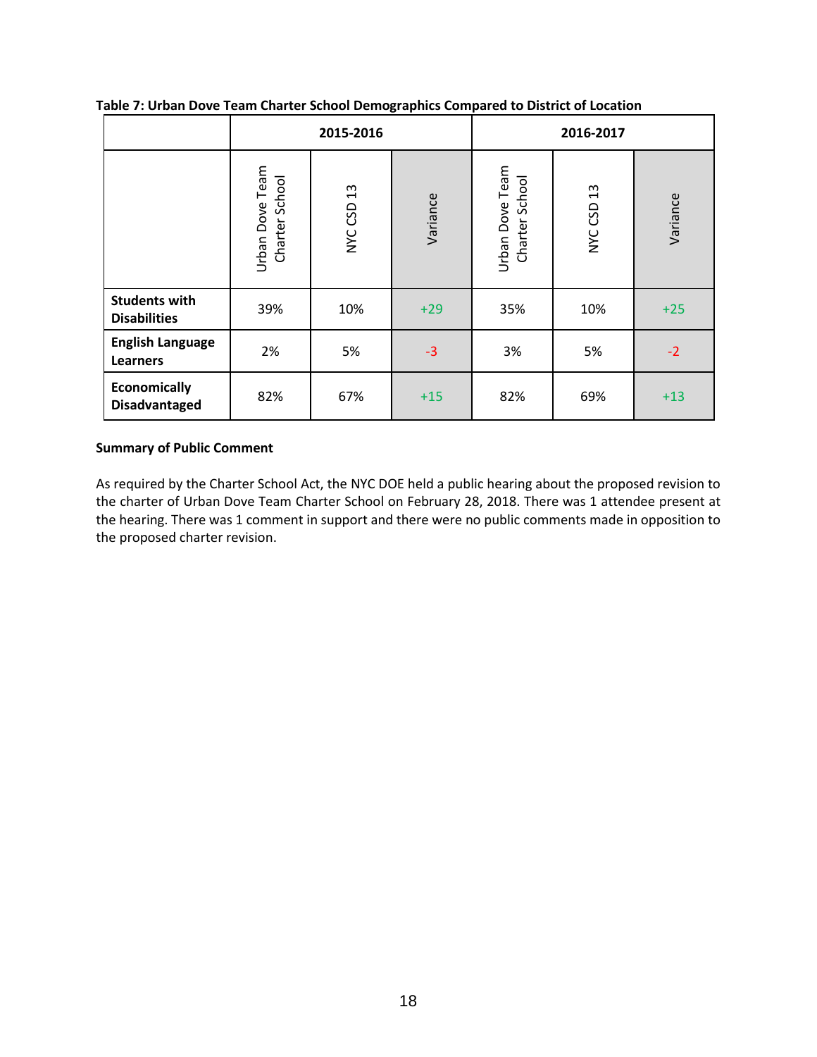**Table 7: Urban Dove Team Charter School Demographics Compared to District of Location**

| | 2015-2016 | | | 2016-2017 | | |
|---|---|---|---|---|---|---|
| | Urban Dove Team Charter School | NYC CSD 13 | Variance | Urban Dove Team Charter School | NYC CSD 13 | Variance |
| **Students with Disabilities** | 39% | 10% | +29 | 35% | 10% | +25 |
| **English Language Learners** | 2% | 5% | -3 | 3% | 5% | -2 |
| **Economically Disadvantaged** | 82% | 67% | +15 | 82% | 69% | +13 |

**Summary of Public Comment**

As required by the Charter School Act, the NYC DOE held a public hearing about the proposed revision to the charter of Urban Dove Team Charter School on February 28, 2018. There was 1 attendee present at the hearing. There was 1 comment in support and there were no public comments made in opposition to the proposed charter revision.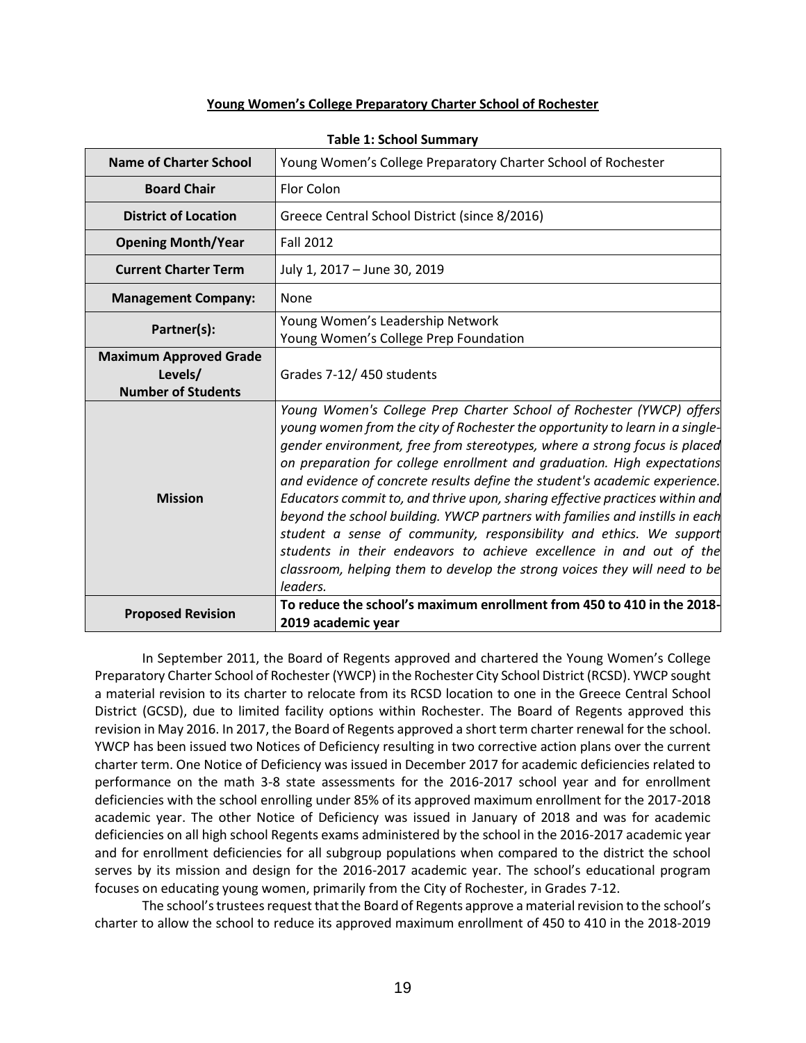**Young Women's College Preparatory Charter School of Rochester**

**Table 1: School Summary**

| | |
|---|---|
| **Name of Charter School** | Young Women's College Preparatory Charter School of Rochester |
| **Board Chair** | Flor Colon |
| **District of Location** | Greece Central School District (since 8/2016) |
| **Opening Month/Year** | Fall 2012 |
| **Current Charter Term** | July 1, 2017 – June 30, 2019 |
| **Management Company:** | None |
| **Partner(s):** | Young Women's Leadership Network<br>Young Women's College Prep Foundation |
| **Maximum Approved Grade Levels/ Number of Students** | Grades 7-12/ 450 students |
| **Mission** | *Young Women's College Prep Charter School of Rochester (YWCP) offers young women from the city of Rochester the opportunity to learn in a single-gender environment, free from stereotypes, where a strong focus is placed on preparation for college enrollment and graduation. High expectations and evidence of concrete results define the student's academic experience. Educators commit to, and thrive upon, sharing effective practices within and beyond the school building. YWCP partners with families and instills in each student a sense of community, responsibility and ethics. We support students in their endeavors to achieve excellence in and out of the classroom, helping them to develop the strong voices they will need to be leaders.* |
| **Proposed Revision** | **To reduce the school's maximum enrollment from 450 to 410 in the 2018-2019 academic year** |

In September 2011, the Board of Regents approved and chartered the Young Women's College Preparatory Charter School of Rochester (YWCP) in the Rochester City School District (RCSD). YWCP sought a material revision to its charter to relocate from its RCSD location to one in the Greece Central School District (GCSD), due to limited facility options within Rochester. The Board of Regents approved this revision in May 2016. In 2017, the Board of Regents approved a short term charter renewal for the school. YWCP has been issued two Notices of Deficiency resulting in two corrective action plans over the current charter term. One Notice of Deficiency was issued in December 2017 for academic deficiencies related to performance on the math 3-8 state assessments for the 2016-2017 school year and for enrollment deficiencies with the school enrolling under 85% of its approved maximum enrollment for the 2017-2018 academic year. The other Notice of Deficiency was issued in January of 2018 and was for academic deficiencies on all high school Regents exams administered by the school in the 2016-2017 academic year and for enrollment deficiencies for all subgroup populations when compared to the district the school serves by its mission and design for the 2016-2017 academic year. The school's educational program focuses on educating young women, primarily from the City of Rochester, in Grades 7-12.

The school's trustees request that the Board of Regents approve a material revision to the school's charter to allow the school to reduce its approved maximum enrollment of 450 to 410 in the 2018-2019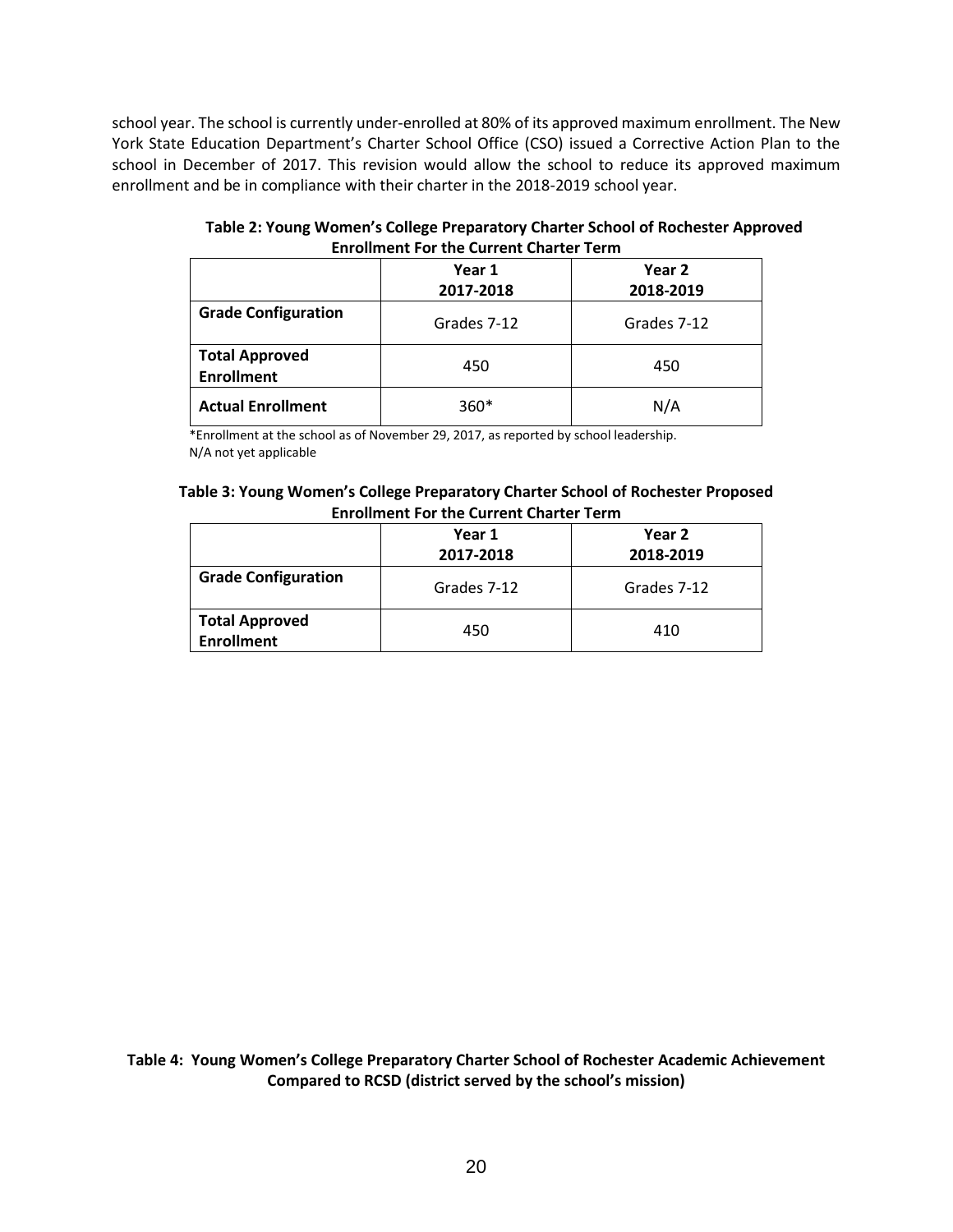school year. The school is currently under-enrolled at 80% of its approved maximum enrollment. The New York State Education Department's Charter School Office (CSO) issued a Corrective Action Plan to the school in December of 2017. This revision would allow the school to reduce its approved maximum enrollment and be in compliance with their charter in the 2018-2019 school year.

**Table 2: Young Women's College Preparatory Charter School of Rochester Approved Enrollment For the Current Charter Term**

| | Year 1 2017-2018 | Year 2 2018-2019 |
|---|---|---|
| **Grade Configuration** | Grades 7-12 | Grades 7-12 |
| **Total Approved Enrollment** | 450 | 450 |
| **Actual Enrollment** | 360* | N/A |

*Enrollment at the school as of November 29, 2017, as reported by school leadership.
N/A not yet applicable

**Table 3: Young Women's College Preparatory Charter School of Rochester Proposed Enrollment For the Current Charter Term**

| | Year 1 2017-2018 | Year 2 2018-2019 |
|---|---|---|
| **Grade Configuration** | Grades 7-12 | Grades 7-12 |
| **Total Approved Enrollment** | 450 | 410 |

**Table 4: Young Women's College Preparatory Charter School of Rochester Academic Achievement Compared to RCSD (district served by the school's mission)**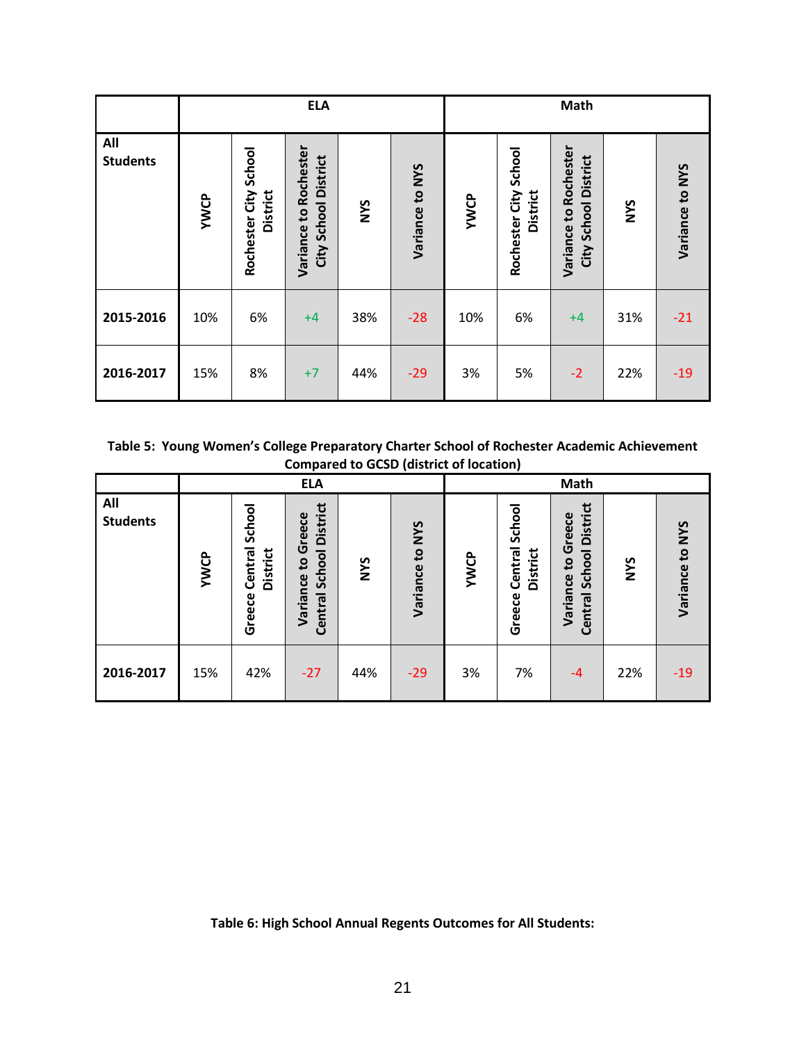| All Students | ELA | | | | | Math | | | | |
|---|---|---|---|---|---|---|---|---|---|---|
| | YWCP | Rochester City School District | Variance to Rochester City School District | NYS | Variance to NYS | YWCP | Rochester City School District | Variance to Rochester City School District | NYS | Variance to NYS |
| **2015-2016** | 10% | 6% | +4 | 38% | -28 | 10% | 6% | +4 | 31% | -21 |
| **2016-2017** | 15% | 8% | +7 | 44% | -29 | 3% | 5% | -2 | 22% | -19 |

**Table 5: Young Women's College Preparatory Charter School of Rochester Academic Achievement Compared to GCSD (district of location)**

| All Students | ELA | | | | | Math | | | | |
|---|---|---|---|---|---|---|---|---|---|---|
| | YWCP | Greece Central School District | Variance to Greece Central School District | NYS | Variance to NYS | YWCP | Greece Central School District | Variance to Greece Central School District | NYS | Variance to NYS |
| **2016-2017** | 15% | 42% | -27 | 44% | -29 | 3% | 7% | -4 | 22% | -19 |

**Table 6: High School Annual Regents Outcomes for All Students:**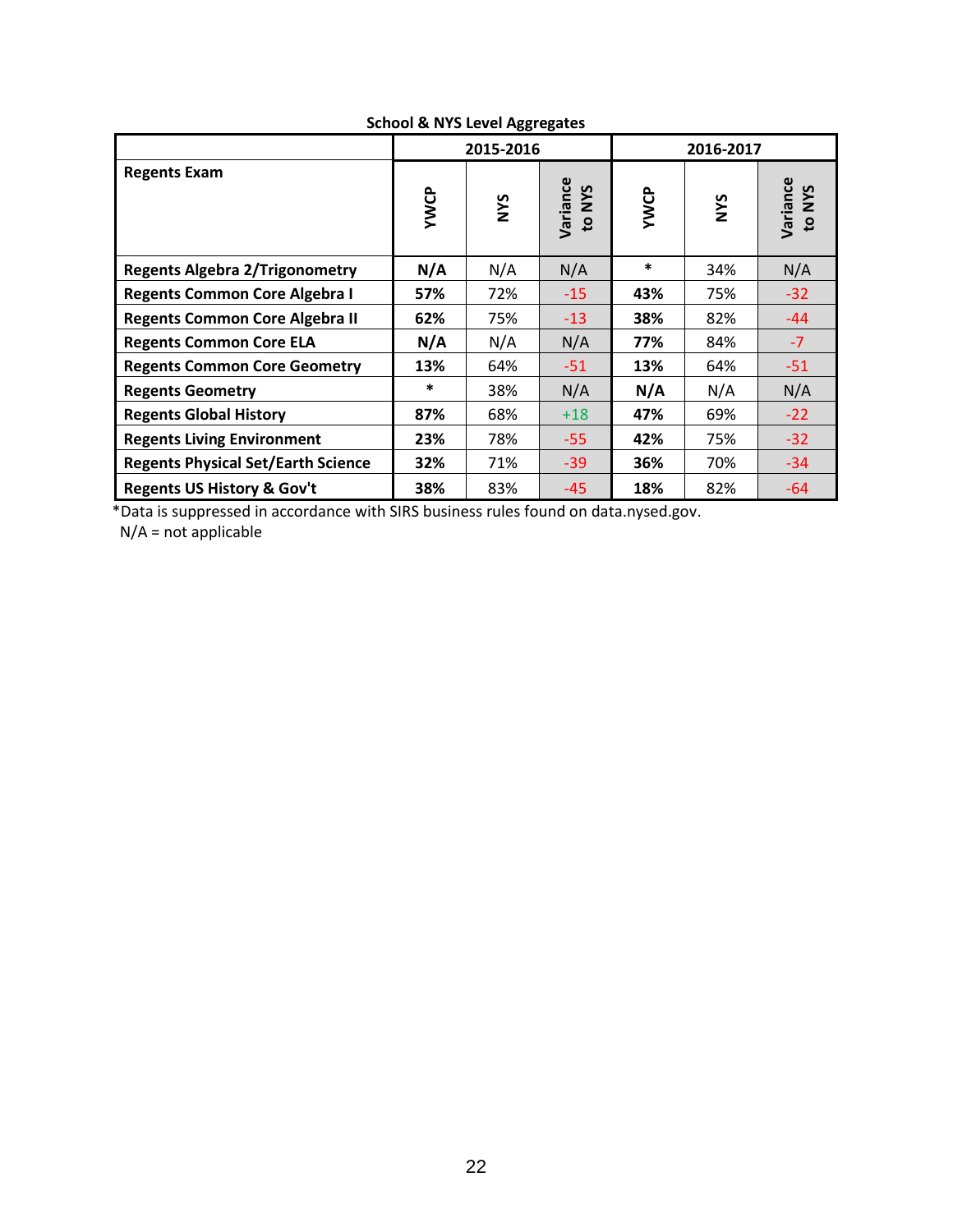**School & NYS Level Aggregates**

| Regents Exam | 2015-2016 | | | 2016-2017 | | |
|---|---|---|---|---|---|---|
| | YWCP | NYS | Variance to NYS | YWCP | NYS | Variance to NYS |
| **Regents Algebra 2/Trigonometry** | **N/A** | N/A | N/A | * | 34% | N/A |
| **Regents Common Core Algebra I** | **57%** | 72% | -15 | **43%** | 75% | -32 |
| **Regents Common Core Algebra II** | **62%** | 75% | -13 | **38%** | 82% | -44 |
| **Regents Common Core ELA** | **N/A** | N/A | N/A | **77%** | 84% | -7 |
| **Regents Common Core Geometry** | **13%** | 64% | -51 | **13%** | 64% | -51 |
| **Regents Geometry** | * | 38% | N/A | **N/A** | N/A | N/A |
| **Regents Global History** | **87%** | 68% | +18 | **47%** | 69% | -22 |
| **Regents Living Environment** | **23%** | 78% | -55 | **42%** | 75% | -32 |
| **Regents Physical Set/Earth Science** | **32%** | 71% | -39 | **36%** | 70% | -34 |
| **Regents US History & Gov't** | **38%** | 83% | -45 | **18%** | 82% | -64 |

*Data is suppressed in accordance with SIRS business rules found on data.nysed.gov.
N/A = not applicable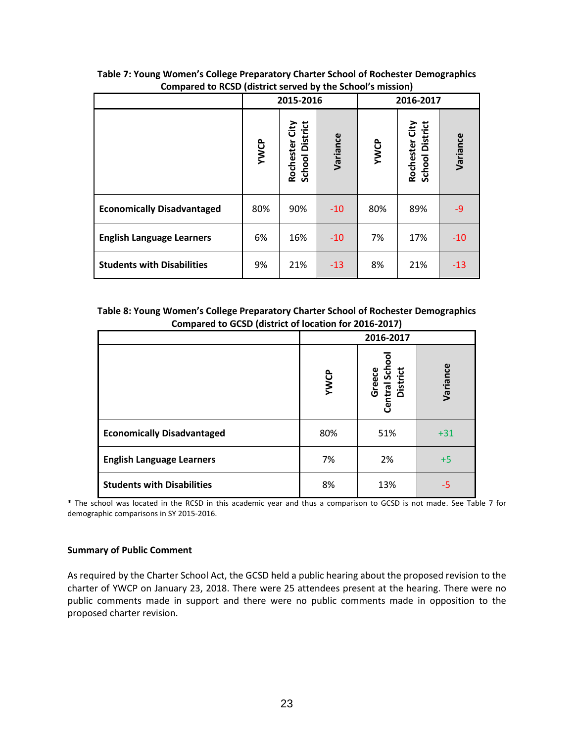**Table 7: Young Women's College Preparatory Charter School of Rochester Demographics Compared to RCSD (district served by the School's mission)**

| | 2015-2016 | | | 2016-2017 | | |
|---|---|---|---|---|---|---|
| | YWCP | Rochester City School District | Variance | YWCP | Rochester City School District | Variance |
| **Economically Disadvantaged** | 80% | 90% | -10 | 80% | 89% | -9 |
| **English Language Learners** | 6% | 16% | -10 | 7% | 17% | -10 |
| **Students with Disabilities** | 9% | 21% | -13 | 8% | 21% | -13 |

**Table 8: Young Women's College Preparatory Charter School of Rochester Demographics Compared to GCSD (district of location for 2016-2017)**

| | 2016-2017 | | |
|---|---|---|---|
| | YWCP | Greece Central School District | Variance |
| **Economically Disadvantaged** | 80% | 51% | +31 |
| **English Language Learners** | 7% | 2% | +5 |
| **Students with Disabilities** | 8% | 13% | -5 |

* The school was located in the RCSD in this academic year and thus a comparison to GCSD is not made. See Table 7 for demographic comparisons in SY 2015-2016.

**Summary of Public Comment**

As required by the Charter School Act, the GCSD held a public hearing about the proposed revision to the charter of YWCP on January 23, 2018. There were 25 attendees present at the hearing. There were no public comments made in support and there were no public comments made in opposition to the proposed charter revision.